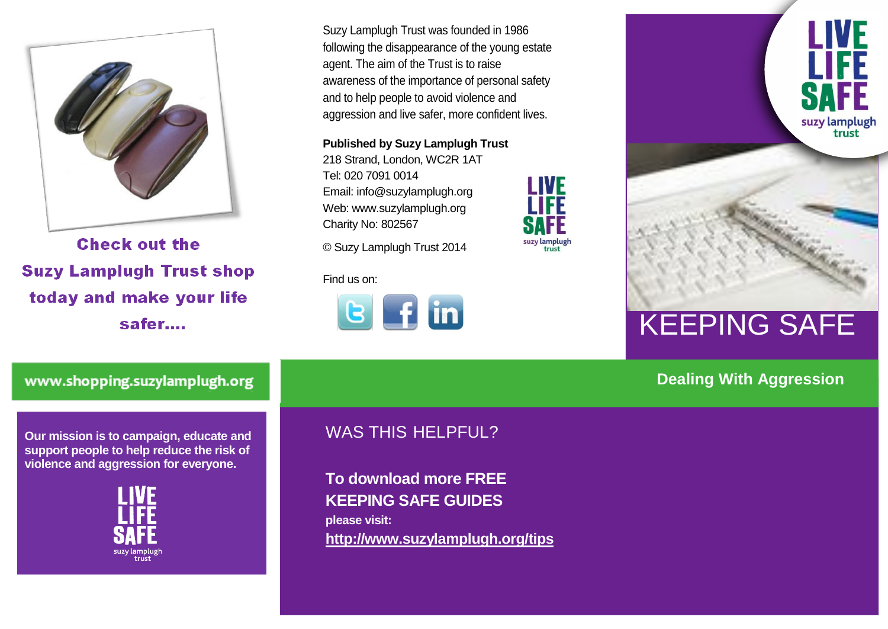**Check out the Suzy Lamplugh Trust shop today and make your life safer….**

www.shopping.suzylamplugh.org

**Our mission is to campaign, educate and support people to help reduce the risk of violence and aggression for everyone.**

LIVE LIFE SAFE
suzy lamplugh trust

Suzy Lamplugh Trust was founded in 1986 following the disappearance of the young estate agent. The aim of the Trust is to raise awareness of the importance of personal safety and to help people to avoid violence and aggression and live safer, more confident lives.

**Published by Suzy Lamplugh Trust**
218 Strand, London, WC2R 1AT
Tel: 020 7091 0014
Email: info@suzylamplugh.org
Web: www.suzylamplugh.org
Charity No: 802567

© Suzy Lamplugh Trust 2014

Find us on:

## WAS THIS HELPFUL?

**To download more FREE KEEPING SAFE GUIDES**
**please visit:**
**http://www.suzylamplugh.org/tips**

LIVE LIFE SAFE
suzy lamplugh trust

# KEEPING SAFE

## Dealing With Aggression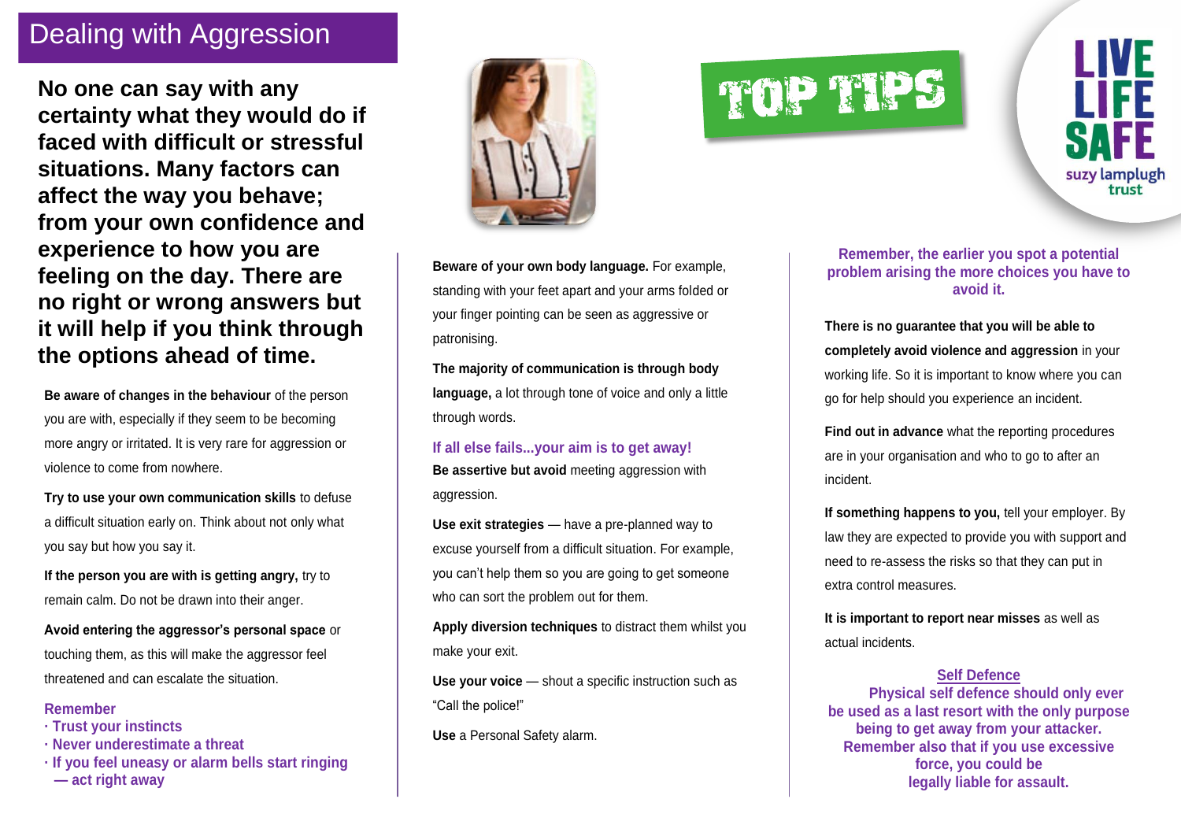# Dealing with Aggression

**No one can say with any certainty what they would do if faced with difficult or stressful situations. Many factors can affect the way you behave; from your own confidence and experience to how you are feeling on the day. There are no right or wrong answers but it will help if you think through the options ahead of time.**

**Be aware of changes in the behaviour** of the person you are with, especially if they seem to be becoming more angry or irritated. It is very rare for aggression or violence to come from nowhere.

**Try to use your own communication skills** to defuse a difficult situation early on. Think about not only what you say but how you say it.

**If the person you are with is getting angry,** try to remain calm. Do not be drawn into their anger.

**Avoid entering the aggressor's personal space** or touching them, as this will make the aggressor feel threatened and can escalate the situation.

**Remember**

- **Trust your instincts**
- **Never underestimate a threat**
- **If you feel uneasy or alarm bells start ringing — act right away**

## TOP TIPS

**Beware of your own body language.** For example, standing with your feet apart and your arms folded or your finger pointing can be seen as aggressive or patronising.

**The majority of communication is through body language,** a lot through tone of voice and only a little through words.

**If all else fails...your aim is to get away!**

**Be assertive but avoid** meeting aggression with aggression.

**Use exit strategies** — have a pre-planned way to excuse yourself from a difficult situation. For example, you can't help them so you are going to get someone who can sort the problem out for them.

**Apply diversion techniques** to distract them whilst you make your exit.

**Use your voice** — shout a specific instruction such as "Call the police!"

**Use** a Personal Safety alarm.

LIVE LIFE SAFE
suzy lamplugh trust

**Remember, the earlier you spot a potential problem arising the more choices you have to avoid it.**

**There is no guarantee that you will be able to completely avoid violence and aggression** in your working life. So it is important to know where you can go for help should you experience an incident.

**Find out in advance** what the reporting procedures are in your organisation and who to go to after an incident.

**If something happens to you,** tell your employer. By law they are expected to provide you with support and need to re-assess the risks so that they can put in extra control measures.

**It is important to report near misses** as well as actual incidents.

**Self Defence**

**Physical self defence should only ever be used as a last resort with the only purpose being to get away from your attacker. Remember also that if you use excessive force, you could be legally liable for assault.**